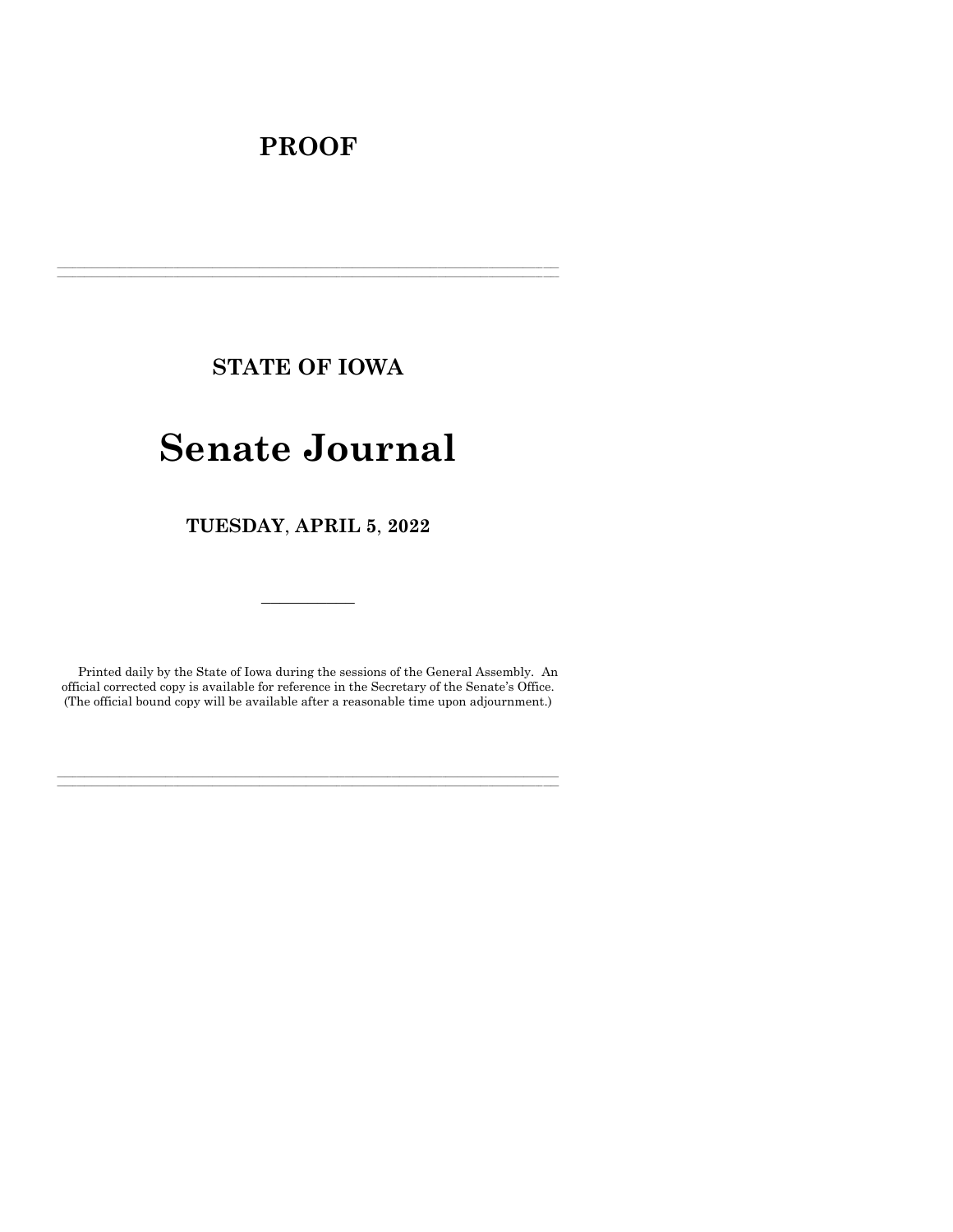**PROOF**

---

**STATE OF IOWA**

# Senate Journal

**TUESDAY, APRIL 5, 2022**

---

Printed daily by the State of Iowa during the sessions of the General Assembly. An official corrected copy is available for reference in the Secretary of the Senate's Office. (The official bound copy will be available after a reasonable time upon adjournment.)

---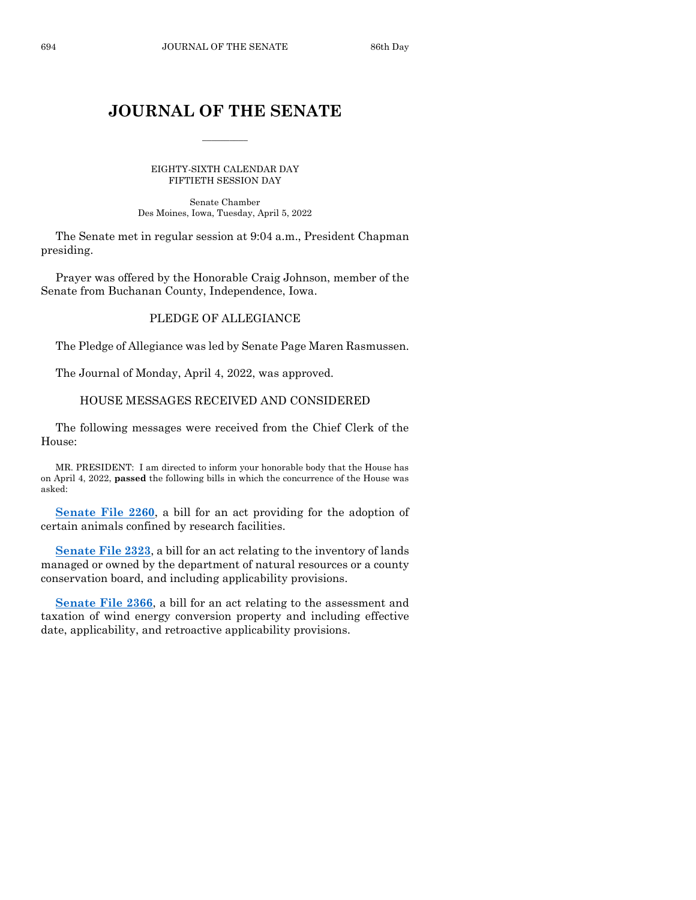# JOURNAL OF THE SENATE

EIGHTY-SIXTH CALENDAR DAY
FIFTIETH SESSION DAY

Senate Chamber
Des Moines, Iowa, Tuesday, April 5, 2022

The Senate met in regular session at 9:04 a.m., President Chapman presiding.

Prayer was offered by the Honorable Craig Johnson, member of the Senate from Buchanan County, Independence, Iowa.

## PLEDGE OF ALLEGIANCE

The Pledge of Allegiance was led by Senate Page Maren Rasmussen.

The Journal of Monday, April 4, 2022, was approved.

## HOUSE MESSAGES RECEIVED AND CONSIDERED

The following messages were received from the Chief Clerk of the House:

MR. PRESIDENT: I am directed to inform your honorable body that the House has on April 4, 2022, **passed** the following bills in which the concurrence of the House was asked:

**Senate File 2260**, a bill for an act providing for the adoption of certain animals confined by research facilities.

**Senate File 2323**, a bill for an act relating to the inventory of lands managed or owned by the department of natural resources or a county conservation board, and including applicability provisions.

**Senate File 2366**, a bill for an act relating to the assessment and taxation of wind energy conversion property and including effective date, applicability, and retroactive applicability provisions.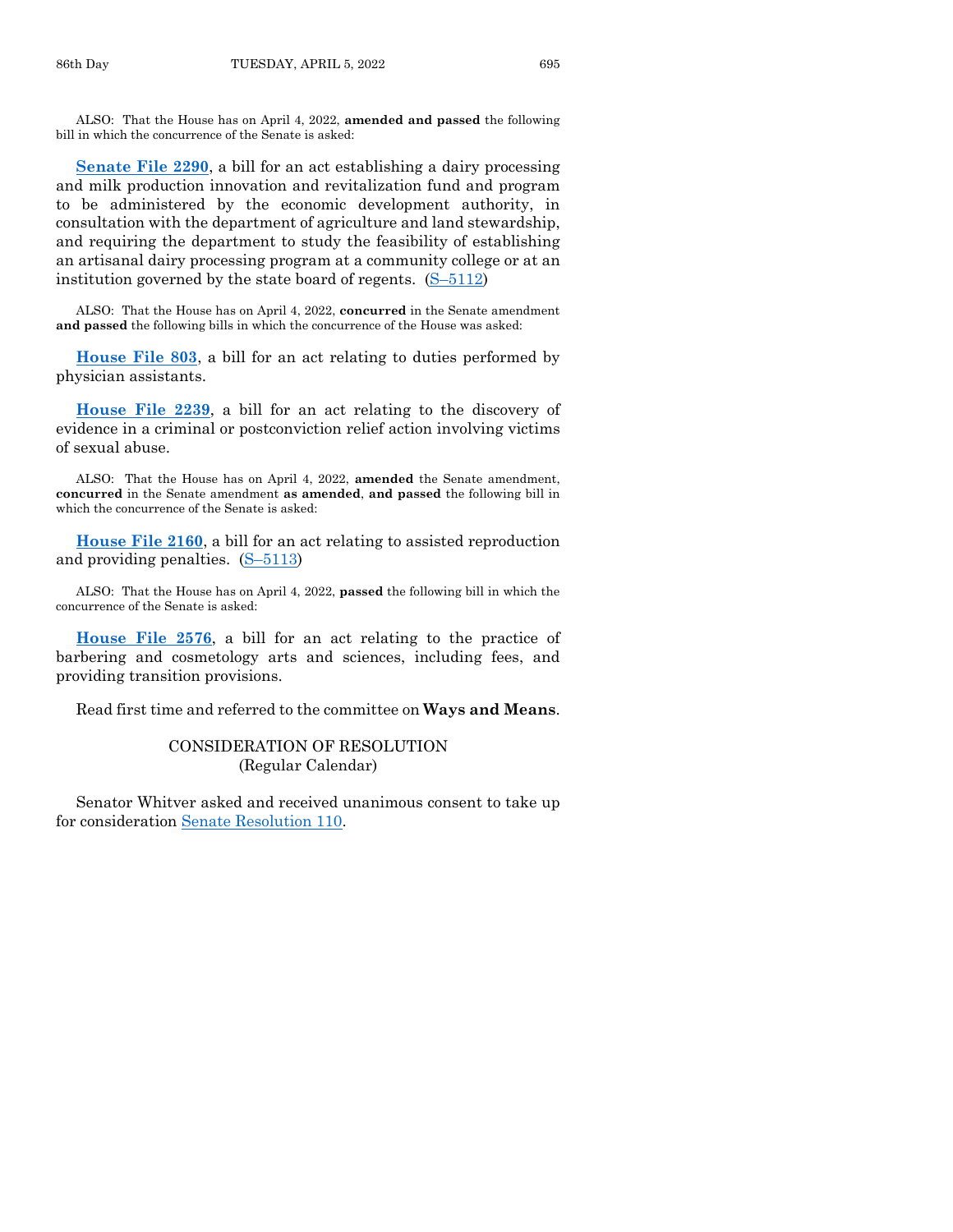ALSO: That the House has on April 4, 2022, **amended and passed** the following bill in which the concurrence of the Senate is asked:

**Senate File 2290**, a bill for an act establishing a dairy processing and milk production innovation and revitalization fund and program to be administered by the economic development authority, in consultation with the department of agriculture and land stewardship, and requiring the department to study the feasibility of establishing an artisanal dairy processing program at a community college or at an institution governed by the state board of regents. (S–5112)

ALSO: That the House has on April 4, 2022, **concurred** in the Senate amendment **and passed** the following bills in which the concurrence of the House was asked:

**House File 803**, a bill for an act relating to duties performed by physician assistants.

**House File 2239**, a bill for an act relating to the discovery of evidence in a criminal or postconviction relief action involving victims of sexual abuse.

ALSO: That the House has on April 4, 2022, **amended** the Senate amendment, **concurred** in the Senate amendment **as amended**, **and passed** the following bill in which the concurrence of the Senate is asked:

**House File 2160**, a bill for an act relating to assisted reproduction and providing penalties. (S–5113)

ALSO: That the House has on April 4, 2022, **passed** the following bill in which the concurrence of the Senate is asked:

**House File 2576**, a bill for an act relating to the practice of barbering and cosmetology arts and sciences, including fees, and providing transition provisions.

Read first time and referred to the committee on **Ways and Means**.

## CONSIDERATION OF RESOLUTION
(Regular Calendar)

Senator Whitver asked and received unanimous consent to take up for consideration Senate Resolution 110.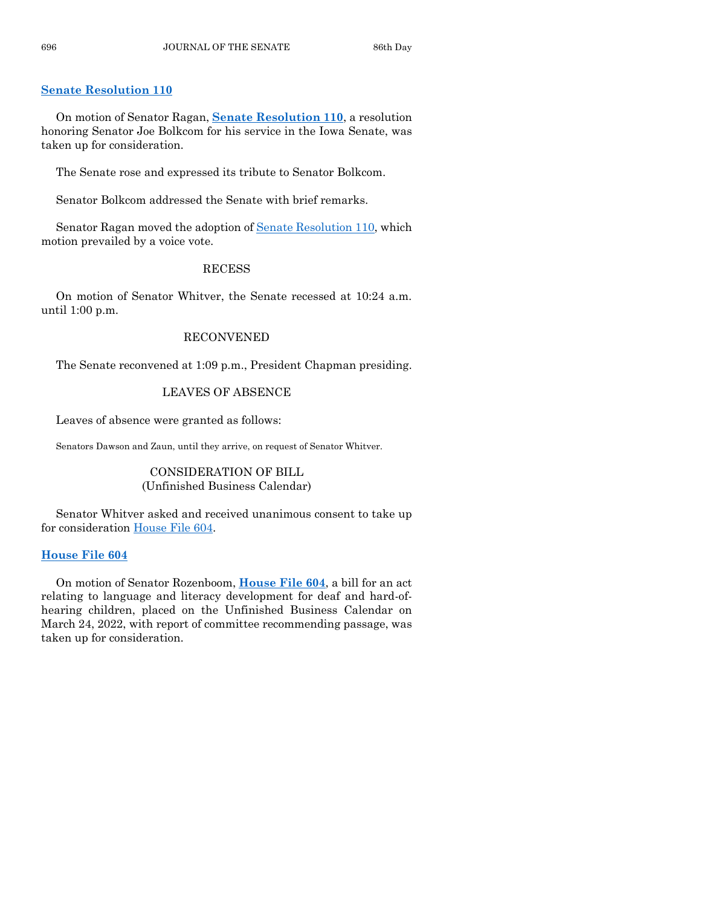### Senate Resolution 110

On motion of Senator Ragan, **Senate Resolution 110**, a resolution honoring Senator Joe Bolkcom for his service in the Iowa Senate, was taken up for consideration.

The Senate rose and expressed its tribute to Senator Bolkcom.

Senator Bolkcom addressed the Senate with brief remarks.

Senator Ragan moved the adoption of Senate Resolution 110, which motion prevailed by a voice vote.

RECESS

On motion of Senator Whitver, the Senate recessed at 10:24 a.m. until 1:00 p.m.

RECONVENED

The Senate reconvened at 1:09 p.m., President Chapman presiding.

LEAVES OF ABSENCE

Leaves of absence were granted as follows:

Senators Dawson and Zaun, until they arrive, on request of Senator Whitver.

CONSIDERATION OF BILL
(Unfinished Business Calendar)

Senator Whitver asked and received unanimous consent to take up for consideration House File 604.

### House File 604

On motion of Senator Rozenboom, **House File 604**, a bill for an act relating to language and literacy development for deaf and hard-of-hearing children, placed on the Unfinished Business Calendar on March 24, 2022, with report of committee recommending passage, was taken up for consideration.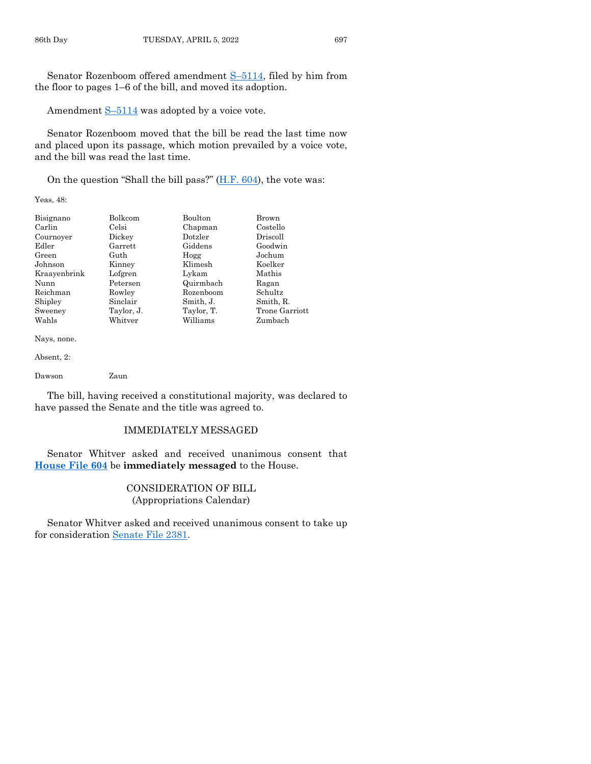Senator Rozenboom offered amendment S–5114, filed by him from the floor to pages 1–6 of the bill, and moved its adoption.

Amendment S–5114 was adopted by a voice vote.

Senator Rozenboom moved that the bill be read the last time now and placed upon its passage, which motion prevailed by a voice vote, and the bill was read the last time.

On the question "Shall the bill pass?" (H.F. 604), the vote was:

Yeas, 48:

| | | | |
|---|---|---|---|
| Bisignano | Bolkcom | Boulton | Brown |
| Carlin | Celsi | Chapman | Costello |
| Cournoyer | Dickey | Dotzler | Driscoll |
| Edler | Garrett | Giddens | Goodwin |
| Green | Guth | Hogg | Jochum |
| Johnson | Kinney | Klimesh | Koelker |
| Kraayenbrink | Lofgren | Lykam | Mathis |
| Nunn | Petersen | Quirmbach | Ragan |
| Reichman | Rowley | Rozenboom | Schultz |
| Shipley | Sinclair | Smith, J. | Smith, R. |
| Sweeney | Taylor, J. | Taylor, T. | Trone Garriott |
| Wahls | Whitver | Williams | Zumbach |

Nays, none.

Absent, 2:

| | |
|---|---|
| Dawson | Zaun |

The bill, having received a constitutional majority, was declared to have passed the Senate and the title was agreed to.

## IMMEDIATELY MESSAGED

Senator Whitver asked and received unanimous consent that **House File 604** be **immediately messaged** to the House.

## CONSIDERATION OF BILL
(Appropriations Calendar)

Senator Whitver asked and received unanimous consent to take up for consideration Senate File 2381.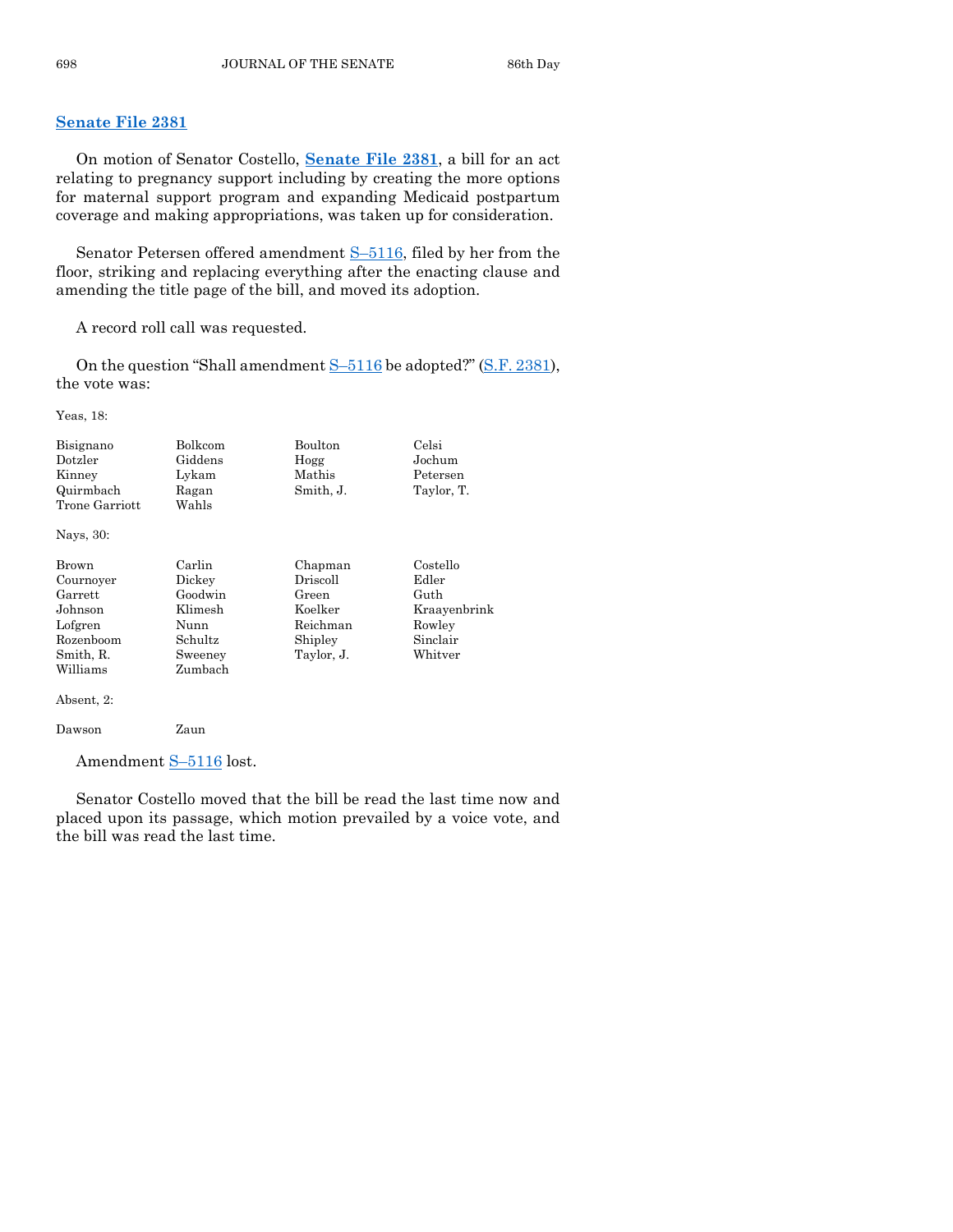## Senate File 2381

On motion of Senator Costello, **Senate File 2381**, a bill for an act relating to pregnancy support including by creating the more options for maternal support program and expanding Medicaid postpartum coverage and making appropriations, was taken up for consideration.

Senator Petersen offered amendment S–5116, filed by her from the floor, striking and replacing everything after the enacting clause and amending the title page of the bill, and moved its adoption.

A record roll call was requested.

On the question "Shall amendment S–5116 be adopted?" (S.F. 2381), the vote was:

Yeas, 18:

| | | | |
|---|---|---|---|
| Bisignano | Bolkcom | Boulton | Celsi |
| Dotzler | Giddens | Hogg | Jochum |
| Kinney | Lykam | Mathis | Petersen |
| Quirmbach | Ragan | Smith, J. | Taylor, T. |
| Trone Garriott | Wahls | | |

Nays, 30:

| | | | |
|---|---|---|---|
| Brown | Carlin | Chapman | Costello |
| Cournoyer | Dickey | Driscoll | Edler |
| Garrett | Goodwin | Green | Guth |
| Johnson | Klimesh | Koelker | Kraayenbrink |
| Lofgren | Nunn | Reichman | Rowley |
| Rozenboom | Schultz | Shipley | Sinclair |
| Smith, R. | Sweeney | Taylor, J. | Whitver |
| Williams | Zumbach | | |

Absent, 2:

| | |
|---|---|
| Dawson | Zaun |

Amendment S–5116 lost.

Senator Costello moved that the bill be read the last time now and placed upon its passage, which motion prevailed by a voice vote, and the bill was read the last time.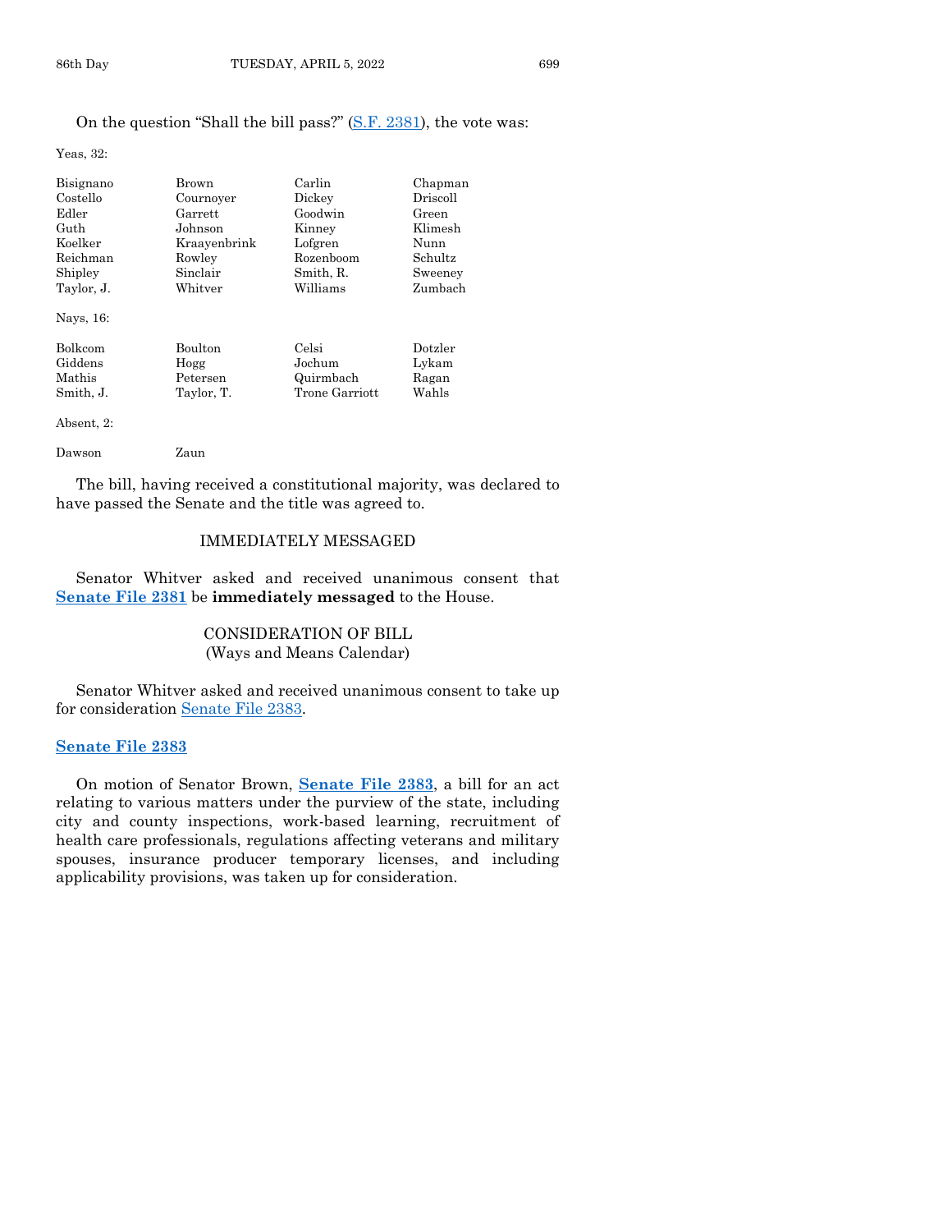On the question "Shall the bill pass?" (S.F. 2381), the vote was:

Yeas, 32:

| | | | |
|---|---|---|---|
| Bisignano | Brown | Carlin | Chapman |
| Costello | Cournoyer | Dickey | Driscoll |
| Edler | Garrett | Goodwin | Green |
| Guth | Johnson | Kinney | Klimesh |
| Koelker | Kraayenbrink | Lofgren | Nunn |
| Reichman | Rowley | Rozenboom | Schultz |
| Shipley | Sinclair | Smith, R. | Sweeney |
| Taylor, J. | Whitver | Williams | Zumbach |

Nays, 16:

| | | | |
|---|---|---|---|
| Bolkcom | Boulton | Celsi | Dotzler |
| Giddens | Hogg | Jochum | Lykam |
| Mathis | Petersen | Quirmbach | Ragan |
| Smith, J. | Taylor, T. | Trone Garriott | Wahls |

Absent, 2:

| | |
|---|---|
| Dawson | Zaun |

The bill, having received a constitutional majority, was declared to have passed the Senate and the title was agreed to.

## IMMEDIATELY MESSAGED

Senator Whitver asked and received unanimous consent that **Senate File 2381** be **immediately messaged** to the House.

## CONSIDERATION OF BILL
(Ways and Means Calendar)

Senator Whitver asked and received unanimous consent to take up for consideration Senate File 2383.

### Senate File 2383

On motion of Senator Brown, **Senate File 2383**, a bill for an act relating to various matters under the purview of the state, including city and county inspections, work-based learning, recruitment of health care professionals, regulations affecting veterans and military spouses, insurance producer temporary licenses, and including applicability provisions, was taken up for consideration.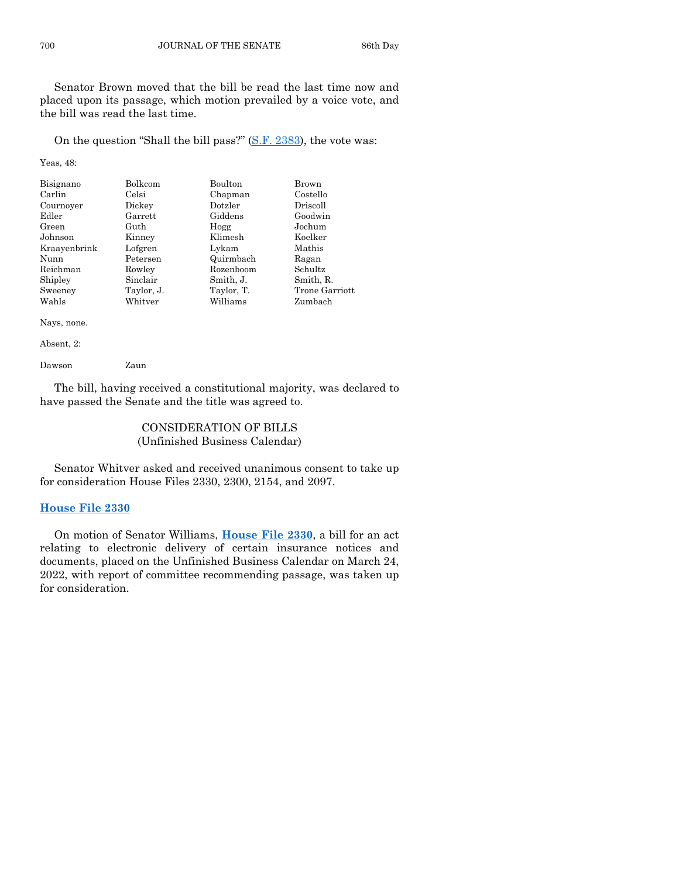Senator Brown moved that the bill be read the last time now and placed upon its passage, which motion prevailed by a voice vote, and the bill was read the last time.

On the question "Shall the bill pass?" (S.F. 2383), the vote was:

Yeas, 48:

| | | | |
|---|---|---|---|
| Bisignano | Bolkcom | Boulton | Brown |
| Carlin | Celsi | Chapman | Costello |
| Cournoyer | Dickey | Dotzler | Driscoll |
| Edler | Garrett | Giddens | Goodwin |
| Green | Guth | Hogg | Jochum |
| Johnson | Kinney | Klimesh | Koelker |
| Kraayenbrink | Lofgren | Lykam | Mathis |
| Nunn | Petersen | Quirmbach | Ragan |
| Reichman | Rowley | Rozenboom | Schultz |
| Shipley | Sinclair | Smith, J. | Smith, R. |
| Sweeney | Taylor, J. | Taylor, T. | Trone Garriott |
| Wahls | Whitver | Williams | Zumbach |

Nays, none.

Absent, 2:

| | |
|---|---|
| Dawson | Zaun |

The bill, having received a constitutional majority, was declared to have passed the Senate and the title was agreed to.

## CONSIDERATION OF BILLS
## (Unfinished Business Calendar)

Senator Whitver asked and received unanimous consent to take up for consideration House Files 2330, 2300, 2154, and 2097.

### House File 2330

On motion of Senator Williams, **House File 2330**, a bill for an act relating to electronic delivery of certain insurance notices and documents, placed on the Unfinished Business Calendar on March 24, 2022, with report of committee recommending passage, was taken up for consideration.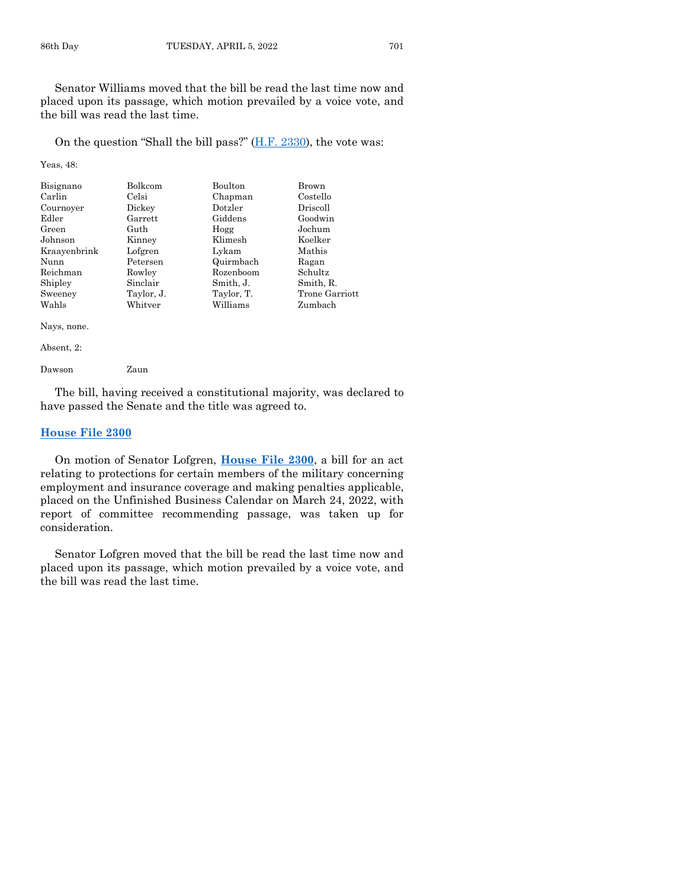Senator Williams moved that the bill be read the last time now and placed upon its passage, which motion prevailed by a voice vote, and the bill was read the last time.

On the question "Shall the bill pass?" (H.F. 2330), the vote was:

Yeas, 48:

| | | | |
|---|---|---|---|
| Bisignano | Bolkcom | Boulton | Brown |
| Carlin | Celsi | Chapman | Costello |
| Cournoyer | Dickey | Dotzler | Driscoll |
| Edler | Garrett | Giddens | Goodwin |
| Green | Guth | Hogg | Jochum |
| Johnson | Kinney | Klimesh | Koelker |
| Kraayenbrink | Lofgren | Lykam | Mathis |
| Nunn | Petersen | Quirmbach | Ragan |
| Reichman | Rowley | Rozenboom | Schultz |
| Shipley | Sinclair | Smith, J. | Smith, R. |
| Sweeney | Taylor, J. | Taylor, T. | Trone Garriott |
| Wahls | Whitver | Williams | Zumbach |

Nays, none.

Absent, 2:

| | |
|---|---|
| Dawson | Zaun |

The bill, having received a constitutional majority, was declared to have passed the Senate and the title was agreed to.

## House File 2300

On motion of Senator Lofgren, **House File 2300**, a bill for an act relating to protections for certain members of the military concerning employment and insurance coverage and making penalties applicable, placed on the Unfinished Business Calendar on March 24, 2022, with report of committee recommending passage, was taken up for consideration.

Senator Lofgren moved that the bill be read the last time now and placed upon its passage, which motion prevailed by a voice vote, and the bill was read the last time.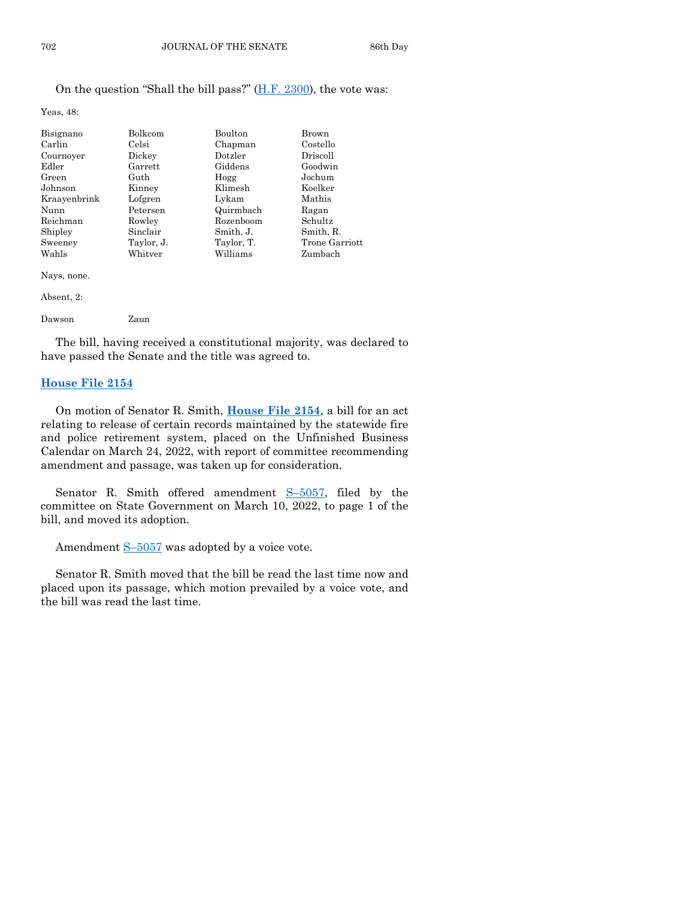On the question "Shall the bill pass?" (H.F. 2300), the vote was:

Yeas, 48:

| | | | |
|---|---|---|---|
| Bisignano | Bolkcom | Boulton | Brown |
| Carlin | Celsi | Chapman | Costello |
| Cournoyer | Dickey | Dotzler | Driscoll |
| Edler | Garrett | Giddens | Goodwin |
| Green | Guth | Hogg | Jochum |
| Johnson | Kinney | Klimesh | Koelker |
| Kraayenbrink | Lofgren | Lykam | Mathis |
| Nunn | Petersen | Quirmbach | Ragan |
| Reichman | Rowley | Rozenboom | Schultz |
| Shipley | Sinclair | Smith, J. | Smith, R. |
| Sweeney | Taylor, J. | Taylor, T. | Trone Garriott |
| Wahls | Whitver | Williams | Zumbach |

Nays, none.

Absent, 2:

| | |
|---|---|
| Dawson | Zaun |

The bill, having received a constitutional majority, was declared to have passed the Senate and the title was agreed to.

## House File 2154

On motion of Senator R. Smith, **House File 2154**, a bill for an act relating to release of certain records maintained by the statewide fire and police retirement system, placed on the Unfinished Business Calendar on March 24, 2022, with report of committee recommending amendment and passage, was taken up for consideration.

Senator R. Smith offered amendment S–5057, filed by the committee on State Government on March 10, 2022, to page 1 of the bill, and moved its adoption.

Amendment S–5057 was adopted by a voice vote.

Senator R. Smith moved that the bill be read the last time now and placed upon its passage, which motion prevailed by a voice vote, and the bill was read the last time.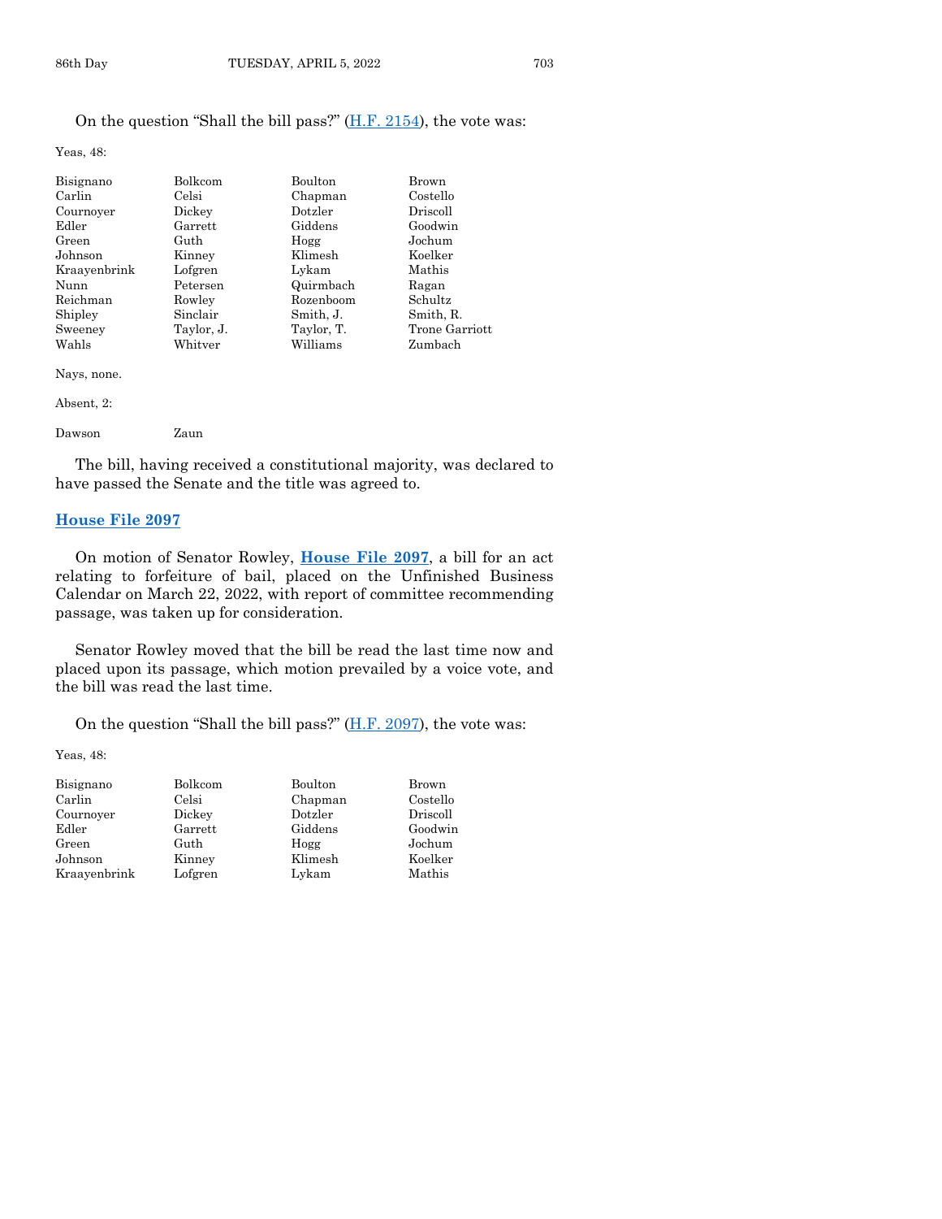On the question "Shall the bill pass?" (H.F. 2154), the vote was:

Yeas, 48:

| | | | |
|---|---|---|---|
| Bisignano | Bolkcom | Boulton | Brown |
| Carlin | Celsi | Chapman | Costello |
| Cournoyer | Dickey | Dotzler | Driscoll |
| Edler | Garrett | Giddens | Goodwin |
| Green | Guth | Hogg | Jochum |
| Johnson | Kinney | Klimesh | Koelker |
| Kraayenbrink | Lofgren | Lykam | Mathis |
| Nunn | Petersen | Quirmbach | Ragan |
| Reichman | Rowley | Rozenboom | Schultz |
| Shipley | Sinclair | Smith, J. | Smith, R. |
| Sweeney | Taylor, J. | Taylor, T. | Trone Garriott |
| Wahls | Whitver | Williams | Zumbach |

Nays, none.

Absent, 2:

| | |
|---|---|
| Dawson | Zaun |

The bill, having received a constitutional majority, was declared to have passed the Senate and the title was agreed to.

## House File 2097

On motion of Senator Rowley, **House File 2097**, a bill for an act relating to forfeiture of bail, placed on the Unfinished Business Calendar on March 22, 2022, with report of committee recommending passage, was taken up for consideration.

Senator Rowley moved that the bill be read the last time now and placed upon its passage, which motion prevailed by a voice vote, and the bill was read the last time.

On the question "Shall the bill pass?" (H.F. 2097), the vote was:

Yeas, 48:

| | | | |
|---|---|---|---|
| Bisignano | Bolkcom | Boulton | Brown |
| Carlin | Celsi | Chapman | Costello |
| Cournoyer | Dickey | Dotzler | Driscoll |
| Edler | Garrett | Giddens | Goodwin |
| Green | Guth | Hogg | Jochum |
| Johnson | Kinney | Klimesh | Koelker |
| Kraayenbrink | Lofgren | Lykam | Mathis |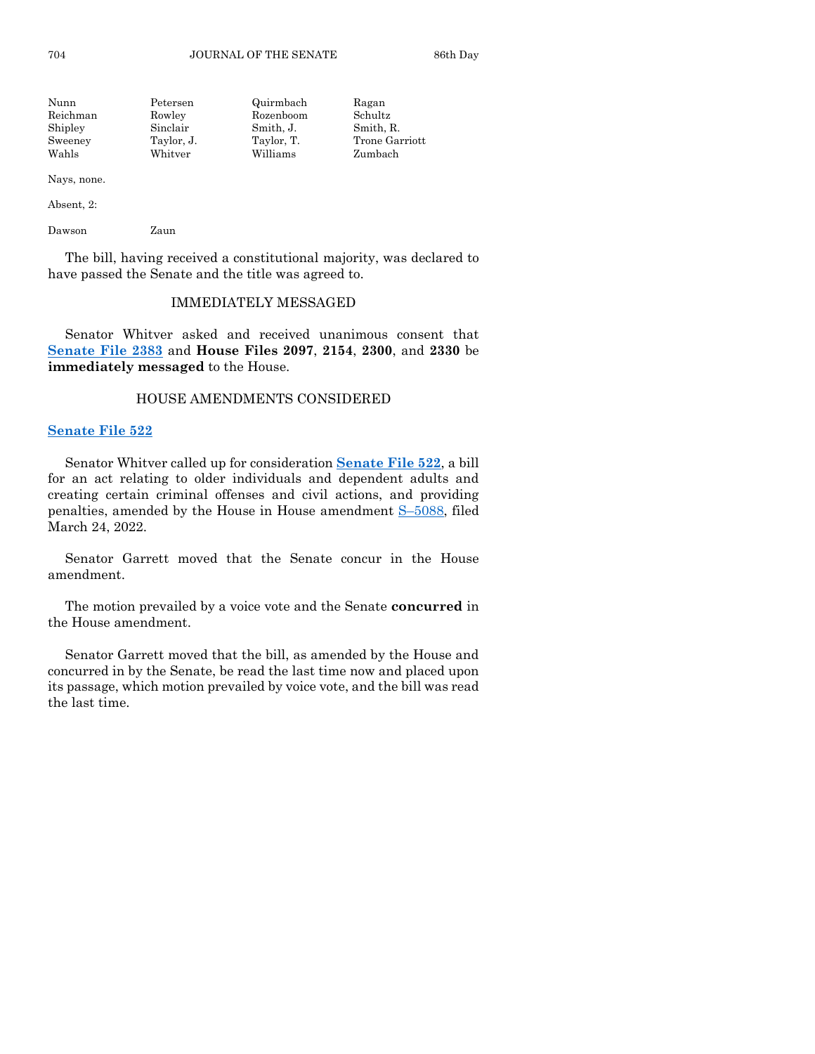| Nunn | Petersen | Quirmbach | Ragan |
|---|---|---|---|
| Reichman | Rowley | Rozenboom | Schultz |
| Shipley | Sinclair | Smith, J. | Smith, R. |
| Sweeney | Taylor, J. | Taylor, T. | Trone Garriott |
| Wahls | Whitver | Williams | Zumbach |

Nays, none.

Absent, 2:

| Dawson | Zaun |
|---|---|

The bill, having received a constitutional majority, was declared to have passed the Senate and the title was agreed to.

## IMMEDIATELY MESSAGED

Senator Whitver asked and received unanimous consent that **Senate File 2383** and **House Files 2097**, **2154**, **2300**, and **2330** be **immediately messaged** to the House.

## HOUSE AMENDMENTS CONSIDERED

### Senate File 522

Senator Whitver called up for consideration **Senate File 522**, a bill for an act relating to older individuals and dependent adults and creating certain criminal offenses and civil actions, and providing penalties, amended by the House in House amendment S–5088, filed March 24, 2022.

Senator Garrett moved that the Senate concur in the House amendment.

The motion prevailed by a voice vote and the Senate **concurred** in the House amendment.

Senator Garrett moved that the bill, as amended by the House and concurred in by the Senate, be read the last time now and placed upon its passage, which motion prevailed by voice vote, and the bill was read the last time.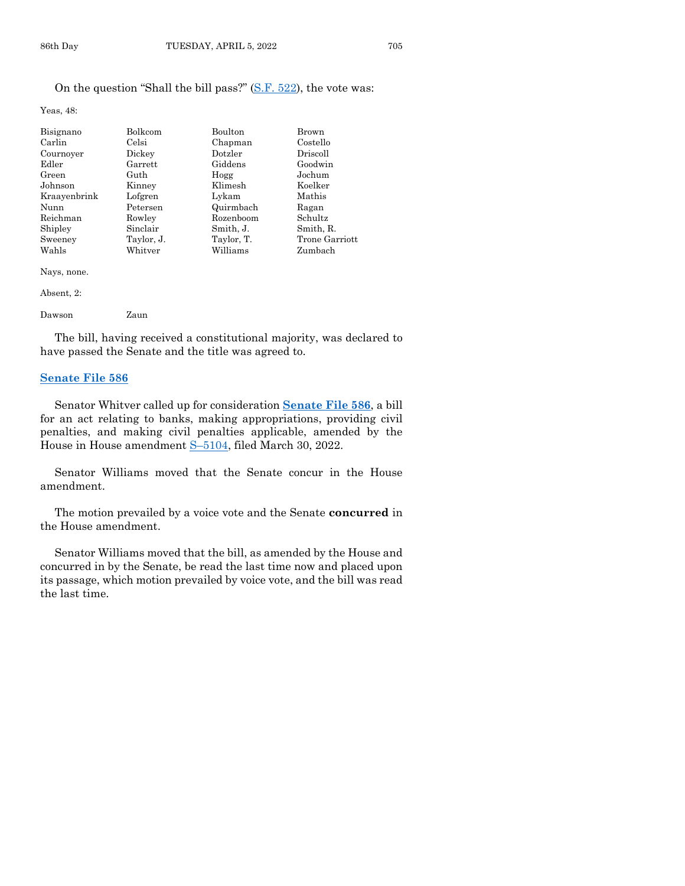On the question "Shall the bill pass?" (S.F. 522), the vote was:

Yeas, 48:

| | | | |
|---|---|---|---|
| Bisignano | Bolkcom | Boulton | Brown |
| Carlin | Celsi | Chapman | Costello |
| Cournoyer | Dickey | Dotzler | Driscoll |
| Edler | Garrett | Giddens | Goodwin |
| Green | Guth | Hogg | Jochum |
| Johnson | Kinney | Klimesh | Koelker |
| Kraayenbrink | Lofgren | Lykam | Mathis |
| Nunn | Petersen | Quirmbach | Ragan |
| Reichman | Rowley | Rozenboom | Schultz |
| Shipley | Sinclair | Smith, J. | Smith, R. |
| Sweeney | Taylor, J. | Taylor, T. | Trone Garriott |
| Wahls | Whitver | Williams | Zumbach |

Nays, none.

Absent, 2:

| | |
|---|---|
| Dawson | Zaun |

The bill, having received a constitutional majority, was declared to have passed the Senate and the title was agreed to.

## Senate File 586

Senator Whitver called up for consideration **Senate File 586**, a bill for an act relating to banks, making appropriations, providing civil penalties, and making civil penalties applicable, amended by the House in House amendment S–5104, filed March 30, 2022.

Senator Williams moved that the Senate concur in the House amendment.

The motion prevailed by a voice vote and the Senate **concurred** in the House amendment.

Senator Williams moved that the bill, as amended by the House and concurred in by the Senate, be read the last time now and placed upon its passage, which motion prevailed by voice vote, and the bill was read the last time.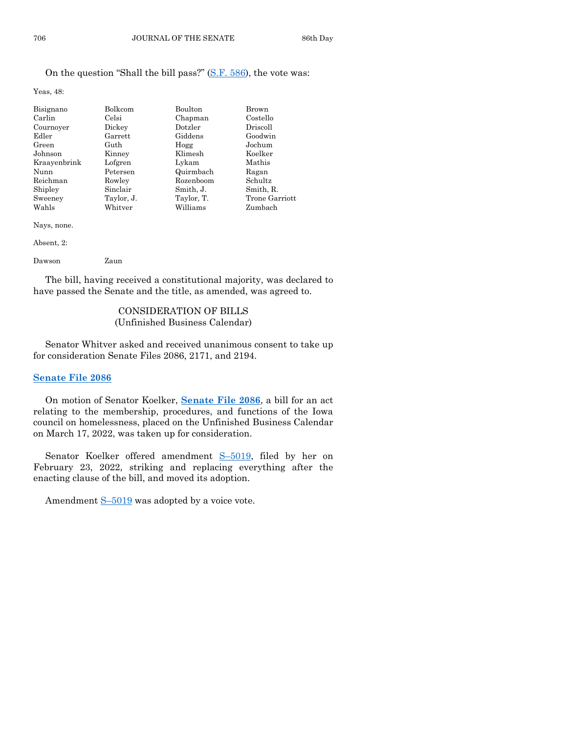On the question "Shall the bill pass?" (S.F. 586), the vote was:

Yeas, 48:

| | | | |
|---|---|---|---|
| Bisignano | Bolkcom | Boulton | Brown |
| Carlin | Celsi | Chapman | Costello |
| Cournoyer | Dickey | Dotzler | Driscoll |
| Edler | Garrett | Giddens | Goodwin |
| Green | Guth | Hogg | Jochum |
| Johnson | Kinney | Klimesh | Koelker |
| Kraayenbrink | Lofgren | Lykam | Mathis |
| Nunn | Petersen | Quirmbach | Ragan |
| Reichman | Rowley | Rozenboom | Schultz |
| Shipley | Sinclair | Smith, J. | Smith, R. |
| Sweeney | Taylor, J. | Taylor, T. | Trone Garriott |
| Wahls | Whitver | Williams | Zumbach |

Nays, none.

Absent, 2:

| | |
|---|---|
| Dawson | Zaun |

The bill, having received a constitutional majority, was declared to have passed the Senate and the title, as amended, was agreed to.

## CONSIDERATION OF BILLS
## (Unfinished Business Calendar)

Senator Whitver asked and received unanimous consent to take up for consideration Senate Files 2086, 2171, and 2194.

### Senate File 2086

On motion of Senator Koelker, **Senate File 2086**, a bill for an act relating to the membership, procedures, and functions of the Iowa council on homelessness, placed on the Unfinished Business Calendar on March 17, 2022, was taken up for consideration.

Senator Koelker offered amendment S–5019, filed by her on February 23, 2022, striking and replacing everything after the enacting clause of the bill, and moved its adoption.

Amendment S–5019 was adopted by a voice vote.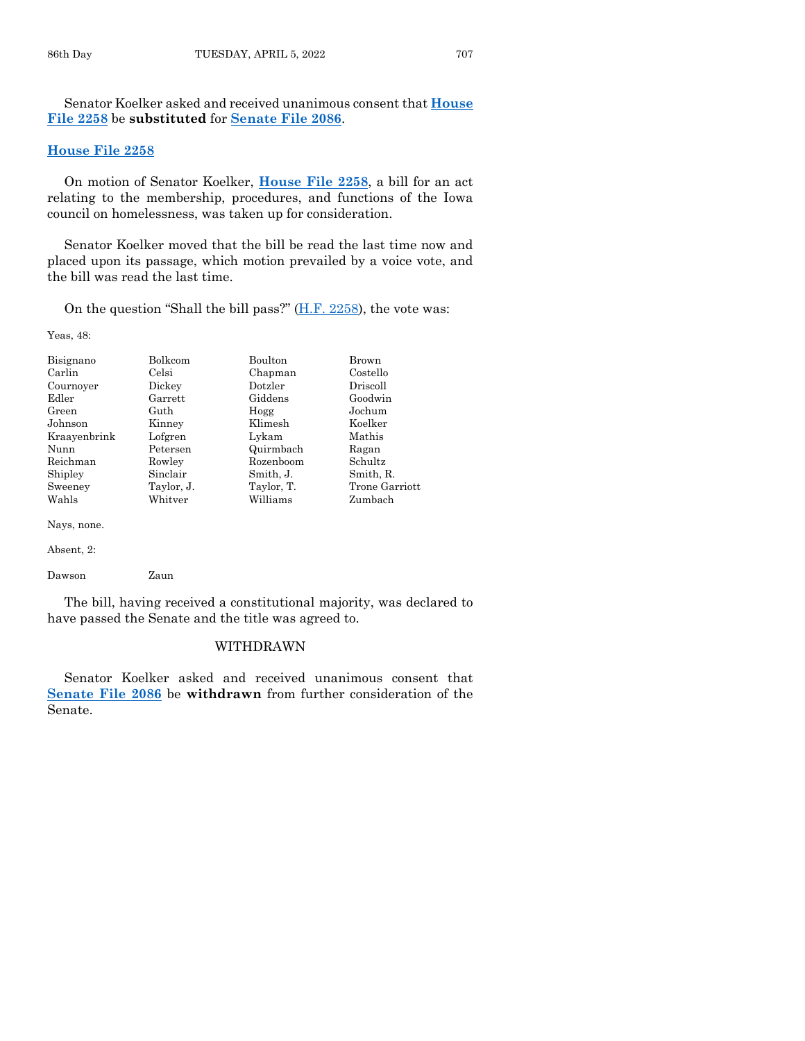Senator Koelker asked and received unanimous consent that **House File 2258** be **substituted** for **Senate File 2086**.

**House File 2258**

On motion of Senator Koelker, **House File 2258**, a bill for an act relating to the membership, procedures, and functions of the Iowa council on homelessness, was taken up for consideration.

Senator Koelker moved that the bill be read the last time now and placed upon its passage, which motion prevailed by a voice vote, and the bill was read the last time.

On the question "Shall the bill pass?" (H.F. 2258), the vote was:

Yeas, 48:

| | | | |
|---|---|---|---|
| Bisignano | Bolkcom | Boulton | Brown |
| Carlin | Celsi | Chapman | Costello |
| Cournoyer | Dickey | Dotzler | Driscoll |
| Edler | Garrett | Giddens | Goodwin |
| Green | Guth | Hogg | Jochum |
| Johnson | Kinney | Klimesh | Koelker |
| Kraayenbrink | Lofgren | Lykam | Mathis |
| Nunn | Petersen | Quirmbach | Ragan |
| Reichman | Rowley | Rozenboom | Schultz |
| Shipley | Sinclair | Smith, J. | Smith, R. |
| Sweeney | Taylor, J. | Taylor, T. | Trone Garriott |
| Wahls | Whitver | Williams | Zumbach |

Nays, none.

Absent, 2:

Dawson Zaun

The bill, having received a constitutional majority, was declared to have passed the Senate and the title was agreed to.

## WITHDRAWN

Senator Koelker asked and received unanimous consent that **Senate File 2086** be **withdrawn** from further consideration of the Senate.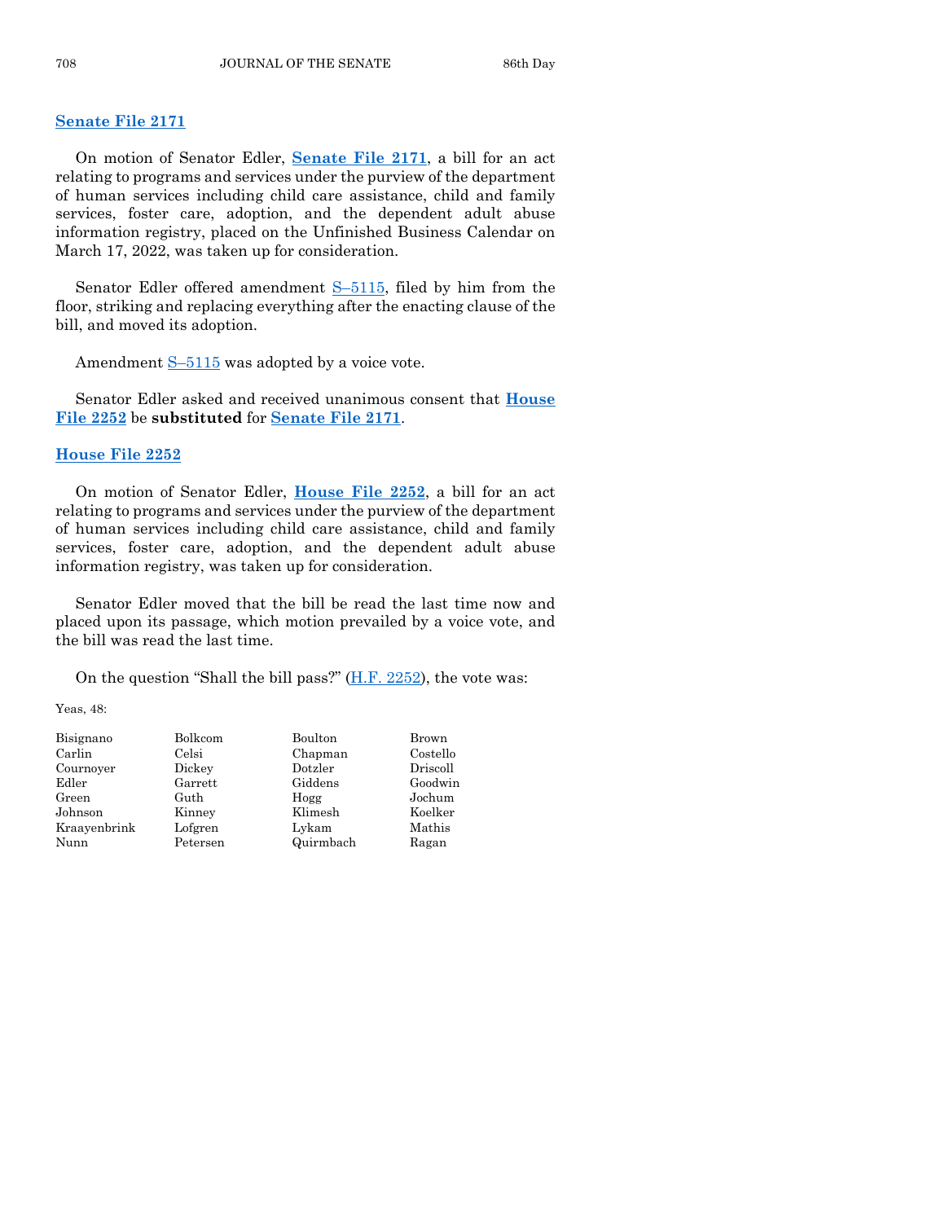**Senate File 2171**

On motion of Senator Edler, **Senate File 2171**, a bill for an act relating to programs and services under the purview of the department of human services including child care assistance, child and family services, foster care, adoption, and the dependent adult abuse information registry, placed on the Unfinished Business Calendar on March 17, 2022, was taken up for consideration.

Senator Edler offered amendment S–5115, filed by him from the floor, striking and replacing everything after the enacting clause of the bill, and moved its adoption.

Amendment S–5115 was adopted by a voice vote.

Senator Edler asked and received unanimous consent that **House File 2252** be **substituted** for **Senate File 2171**.

**House File 2252**

On motion of Senator Edler, **House File 2252**, a bill for an act relating to programs and services under the purview of the department of human services including child care assistance, child and family services, foster care, adoption, and the dependent adult abuse information registry, was taken up for consideration.

Senator Edler moved that the bill be read the last time now and placed upon its passage, which motion prevailed by a voice vote, and the bill was read the last time.

On the question "Shall the bill pass?" (H.F. 2252), the vote was:

Yeas, 48:

| | | | |
|---|---|---|---|
| Bisignano | Bolkcom | Boulton | Brown |
| Carlin | Celsi | Chapman | Costello |
| Cournoyer | Dickey | Dotzler | Driscoll |
| Edler | Garrett | Giddens | Goodwin |
| Green | Guth | Hogg | Jochum |
| Johnson | Kinney | Klimesh | Koelker |
| Kraayenbrink | Lofgren | Lykam | Mathis |
| Nunn | Petersen | Quirmbach | Ragan |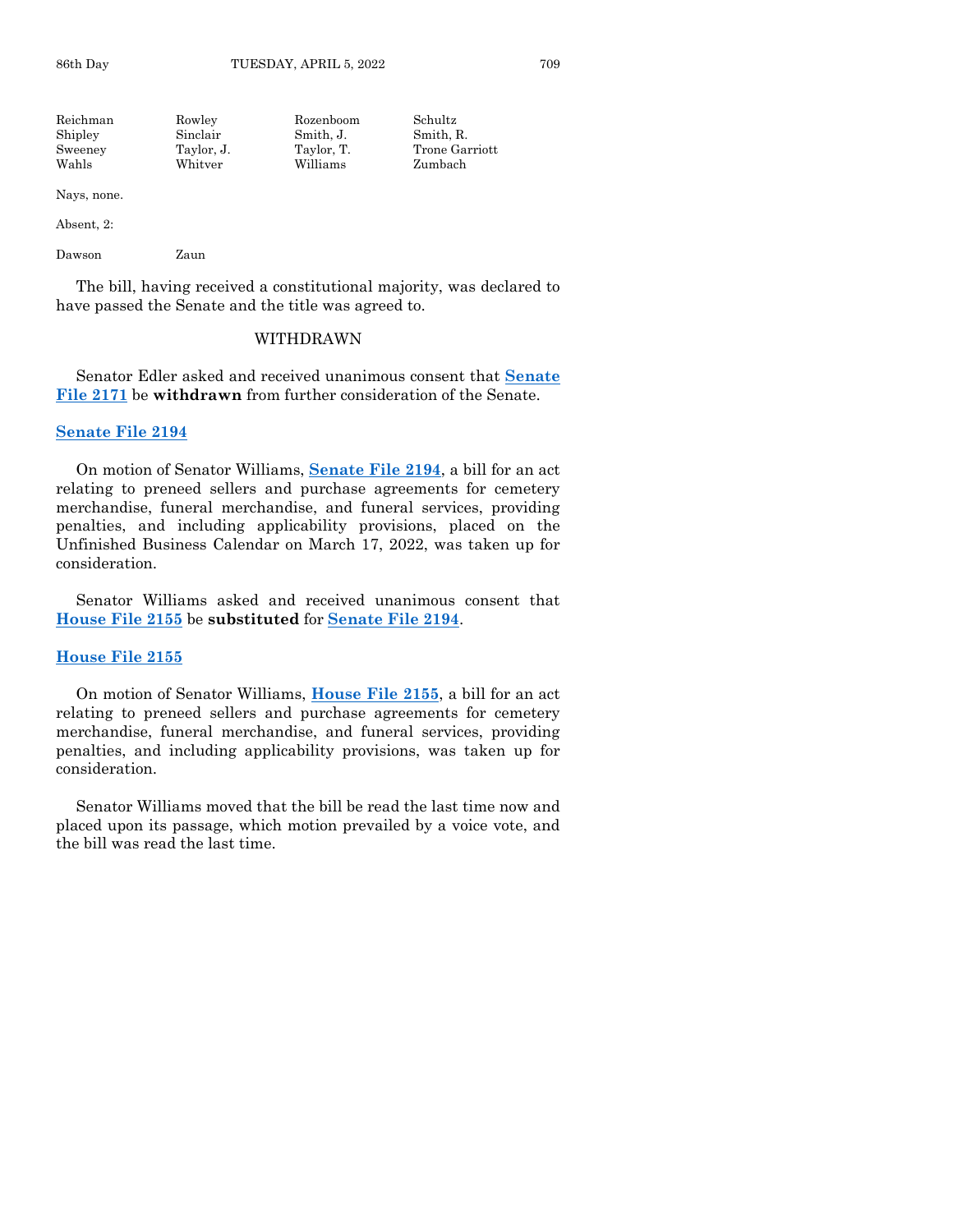| | | | |
|---|---|---|---|
| Reichman | Rowley | Rozenboom | Schultz |
| Shipley | Sinclair | Smith, J. | Smith, R. |
| Sweeney | Taylor, J. | Taylor, T. | Trone Garriott |
| Wahls | Whitver | Williams | Zumbach |

Nays, none.

Absent, 2:

| | |
|---|---|
| Dawson | Zaun |

The bill, having received a constitutional majority, was declared to have passed the Senate and the title was agreed to.

WITHDRAWN

Senator Edler asked and received unanimous consent that **Senate File 2171** be **withdrawn** from further consideration of the Senate.

**Senate File 2194**

On motion of Senator Williams, **Senate File 2194**, a bill for an act relating to preneed sellers and purchase agreements for cemetery merchandise, funeral merchandise, and funeral services, providing penalties, and including applicability provisions, placed on the Unfinished Business Calendar on March 17, 2022, was taken up for consideration.

Senator Williams asked and received unanimous consent that **House File 2155** be **substituted** for **Senate File 2194**.

**House File 2155**

On motion of Senator Williams, **House File 2155**, a bill for an act relating to preneed sellers and purchase agreements for cemetery merchandise, funeral merchandise, and funeral services, providing penalties, and including applicability provisions, was taken up for consideration.

Senator Williams moved that the bill be read the last time now and placed upon its passage, which motion prevailed by a voice vote, and the bill was read the last time.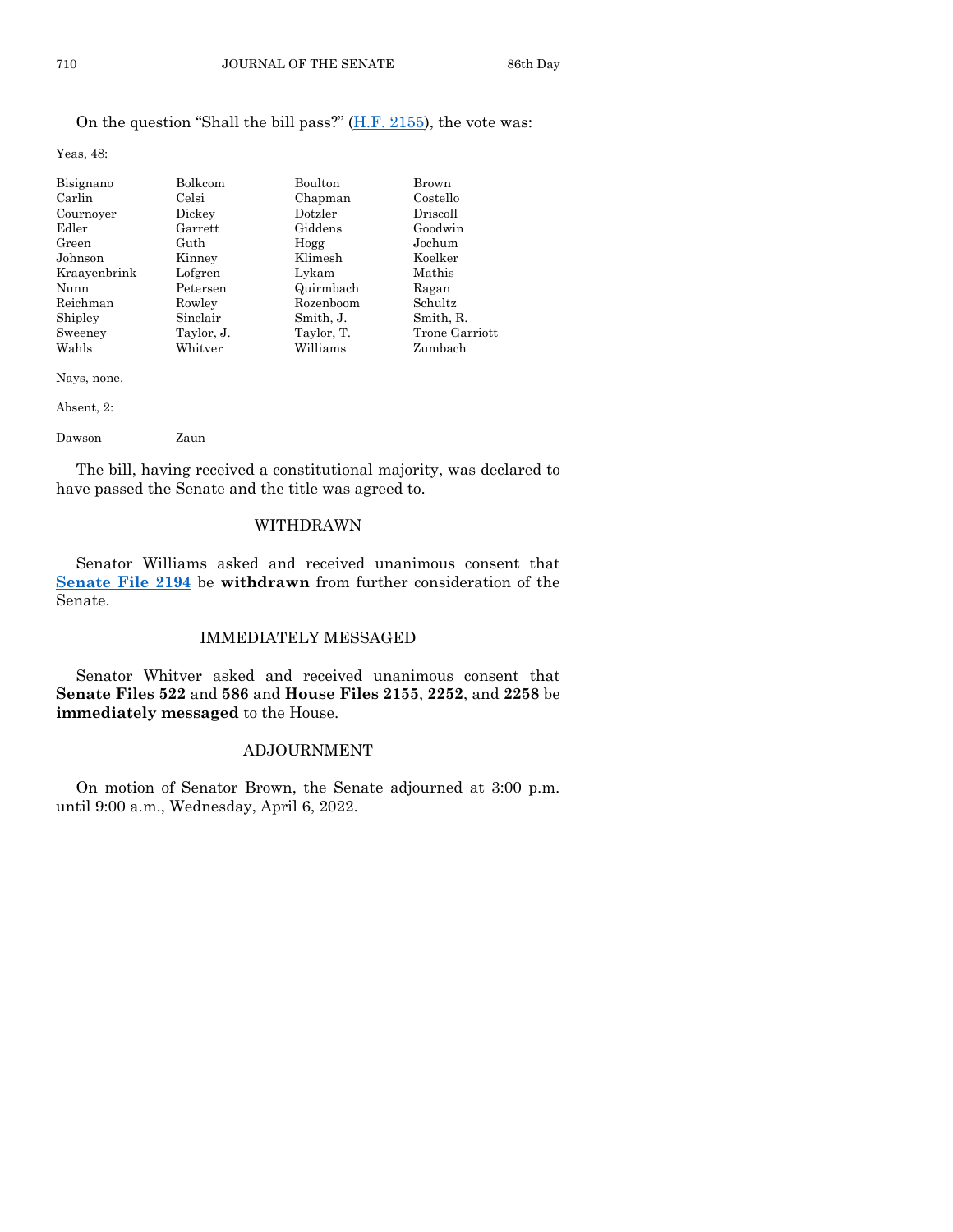On the question "Shall the bill pass?" (H.F. 2155), the vote was:

Yeas, 48:

| | | | |
|---|---|---|---|
| Bisignano | Bolkcom | Boulton | Brown |
| Carlin | Celsi | Chapman | Costello |
| Cournoyer | Dickey | Dotzler | Driscoll |
| Edler | Garrett | Giddens | Goodwin |
| Green | Guth | Hogg | Jochum |
| Johnson | Kinney | Klimesh | Koelker |
| Kraayenbrink | Lofgren | Lykam | Mathis |
| Nunn | Petersen | Quirmbach | Ragan |
| Reichman | Rowley | Rozenboom | Schultz |
| Shipley | Sinclair | Smith, J. | Smith, R. |
| Sweeney | Taylor, J. | Taylor, T. | Trone Garriott |
| Wahls | Whitver | Williams | Zumbach |

Nays, none.

Absent, 2:

| | |
|---|---|
| Dawson | Zaun |

The bill, having received a constitutional majority, was declared to have passed the Senate and the title was agreed to.

## WITHDRAWN

Senator Williams asked and received unanimous consent that **Senate File 2194** be **withdrawn** from further consideration of the Senate.

## IMMEDIATELY MESSAGED

Senator Whitver asked and received unanimous consent that **Senate Files 522** and **586** and **House Files 2155**, **2252**, and **2258** be **immediately messaged** to the House.

## ADJOURNMENT

On motion of Senator Brown, the Senate adjourned at 3:00 p.m. until 9:00 a.m., Wednesday, April 6, 2022.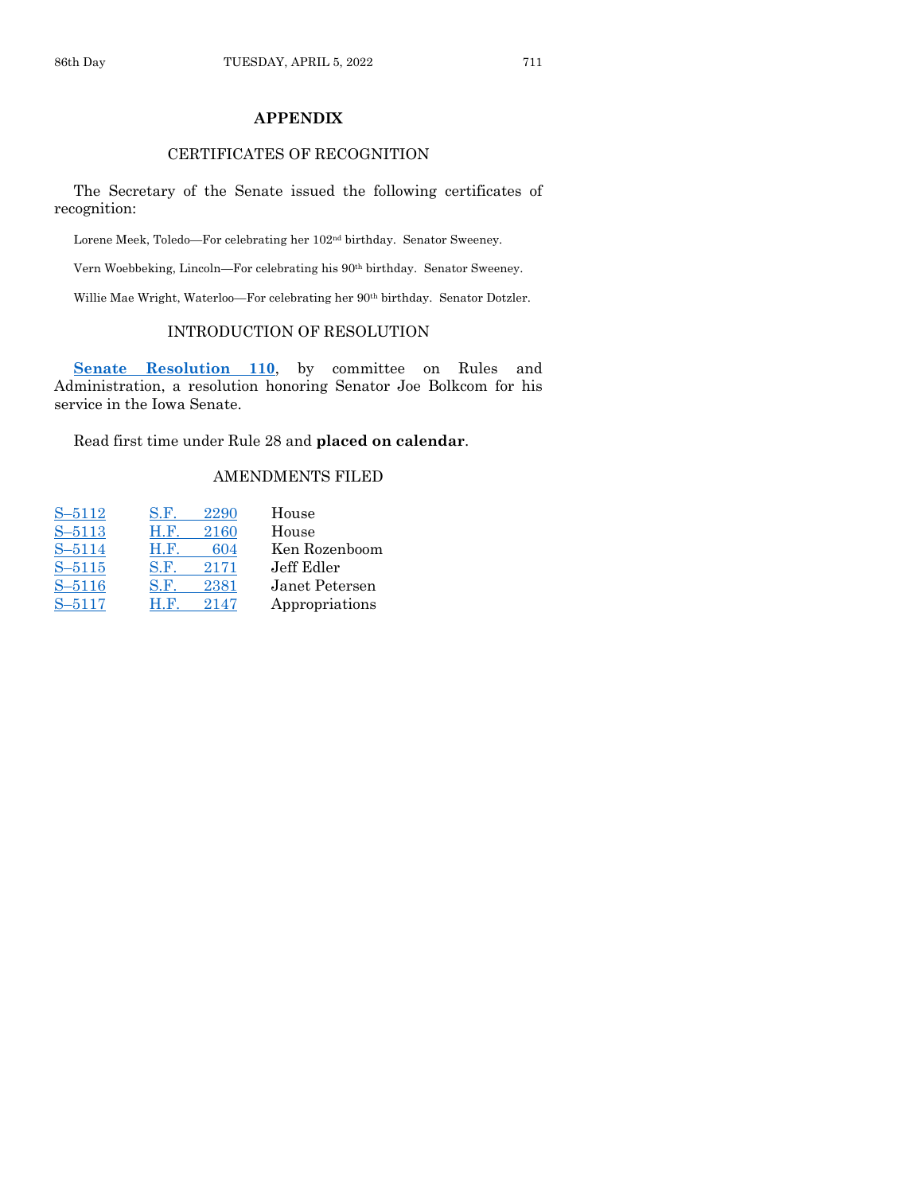## APPENDIX

### CERTIFICATES OF RECOGNITION

The Secretary of the Senate issued the following certificates of recognition:

Lorene Meek, Toledo—For celebrating her 102nd birthday. Senator Sweeney.

Vern Woebbeking, Lincoln—For celebrating his 90th birthday. Senator Sweeney.

Willie Mae Wright, Waterloo—For celebrating her 90th birthday. Senator Dotzler.

### INTRODUCTION OF RESOLUTION

**Senate Resolution 110**, by committee on Rules and Administration, a resolution honoring Senator Joe Bolkcom for his service in the Iowa Senate.

Read first time under Rule 28 and **placed on calendar**.

### AMENDMENTS FILED

| | | |
|---|---|---|
| S–5112 | S.F. 2290 | House |
| S–5113 | H.F. 2160 | House |
| S–5114 | H.F. 604 | Ken Rozenboom |
| S–5115 | S.F. 2171 | Jeff Edler |
| S–5116 | S.F. 2381 | Janet Petersen |
| S–5117 | H.F. 2147 | Appropriations |